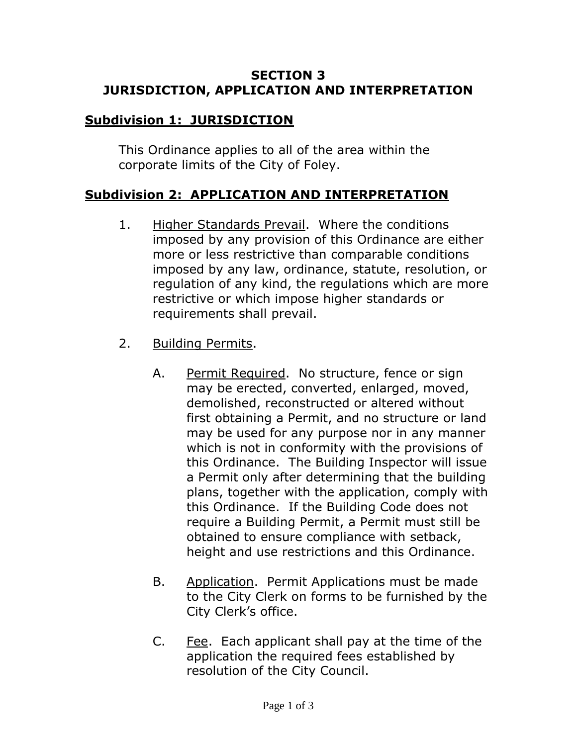# SECTION 3
# JURISDICTION, APPLICATION AND INTERPRETATION

## Subdivision 1: JURISDICTION

This Ordinance applies to all of the area within the corporate limits of the City of Foley.

## Subdivision 2: APPLICATION AND INTERPRETATION

1. Higher Standards Prevail. Where the conditions imposed by any provision of this Ordinance are either more or less restrictive than comparable conditions imposed by any law, ordinance, statute, resolution, or regulation of any kind, the regulations which are more restrictive or which impose higher standards or requirements shall prevail.

2. Building Permits.

   A. Permit Required. No structure, fence or sign may be erected, converted, enlarged, moved, demolished, reconstructed or altered without first obtaining a Permit, and no structure or land may be used for any purpose nor in any manner which is not in conformity with the provisions of this Ordinance. The Building Inspector will issue a Permit only after determining that the building plans, together with the application, comply with this Ordinance. If the Building Code does not require a Building Permit, a Permit must still be obtained to ensure compliance with setback, height and use restrictions and this Ordinance.

   B. Application. Permit Applications must be made to the City Clerk on forms to be furnished by the City Clerk's office.

   C. Fee. Each applicant shall pay at the time of the application the required fees established by resolution of the City Council.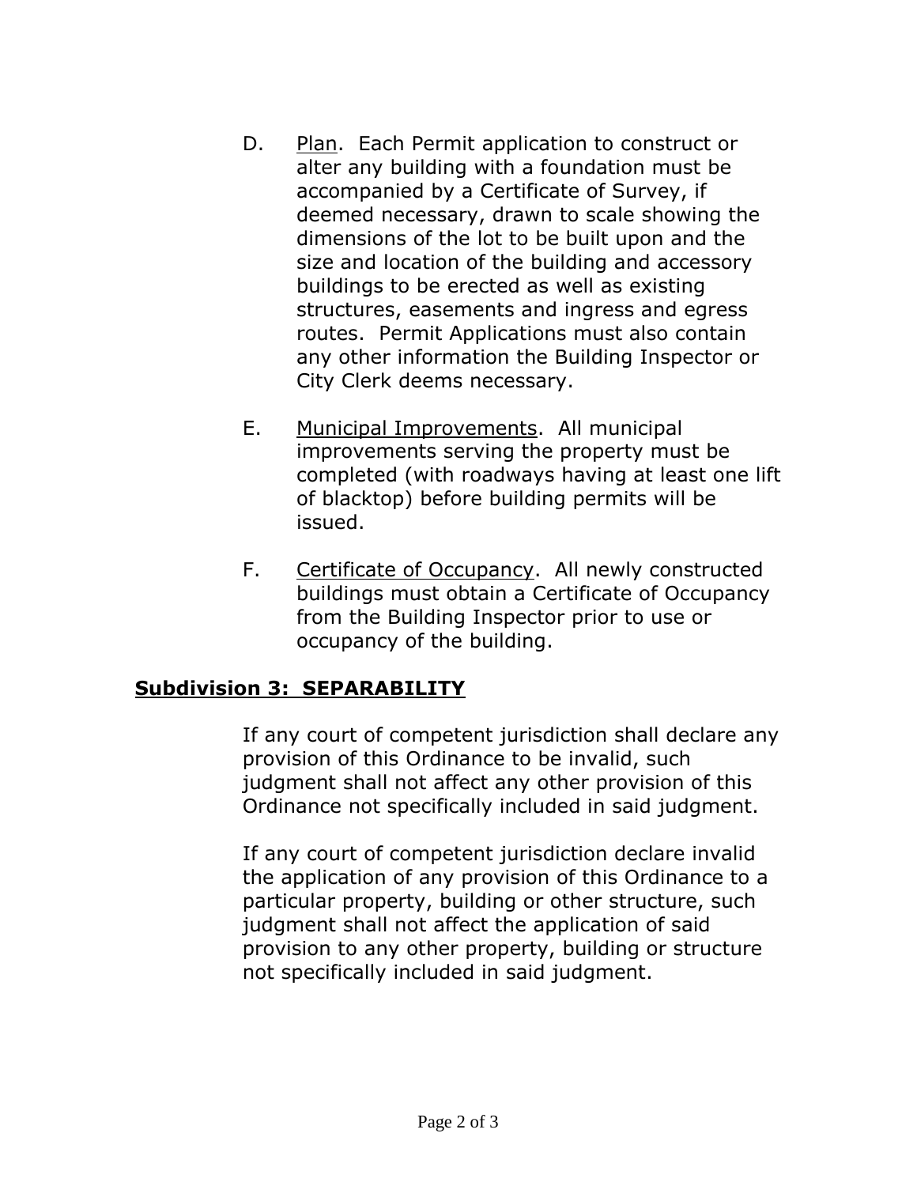D. Plan. Each Permit application to construct or alter any building with a foundation must be accompanied by a Certificate of Survey, if deemed necessary, drawn to scale showing the dimensions of the lot to be built upon and the size and location of the building and accessory buildings to be erected as well as existing structures, easements and ingress and egress routes. Permit Applications must also contain any other information the Building Inspector or City Clerk deems necessary.

E. Municipal Improvements. All municipal improvements serving the property must be completed (with roadways having at least one lift of blacktop) before building permits will be issued.

F. Certificate of Occupancy. All newly constructed buildings must obtain a Certificate of Occupancy from the Building Inspector prior to use or occupancy of the building.

## Subdivision 3: SEPARABILITY

If any court of competent jurisdiction shall declare any provision of this Ordinance to be invalid, such judgment shall not affect any other provision of this Ordinance not specifically included in said judgment.

If any court of competent jurisdiction declare invalid the application of any provision of this Ordinance to a particular property, building or other structure, such judgment shall not affect the application of said provision to any other property, building or structure not specifically included in said judgment.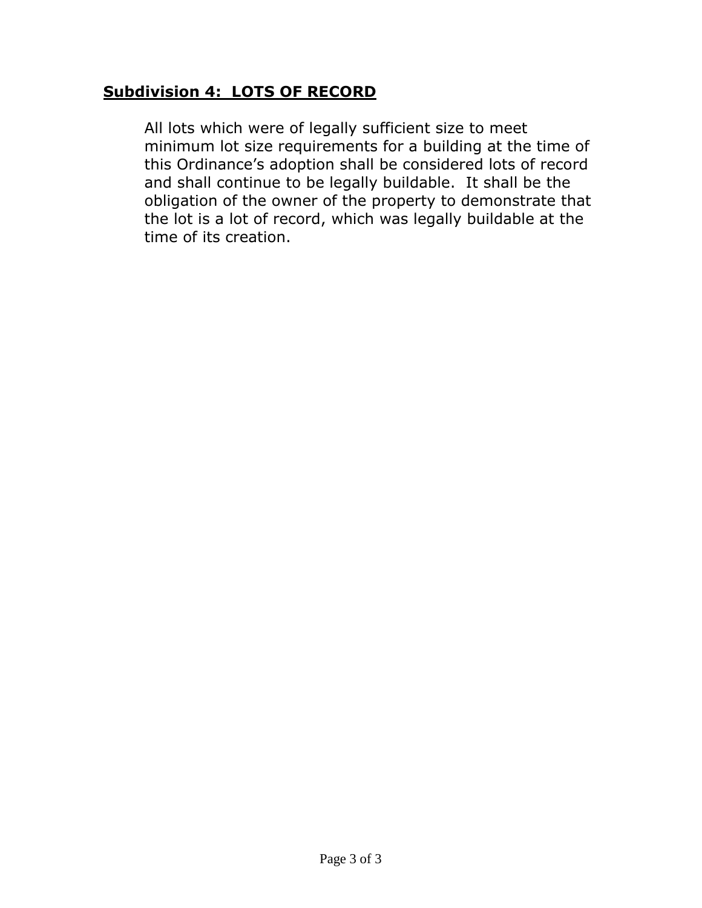## **Subdivision 4: LOTS OF RECORD**

All lots which were of legally sufficient size to meet minimum lot size requirements for a building at the time of this Ordinance's adoption shall be considered lots of record and shall continue to be legally buildable. It shall be the obligation of the owner of the property to demonstrate that the lot is a lot of record, which was legally buildable at the time of its creation.